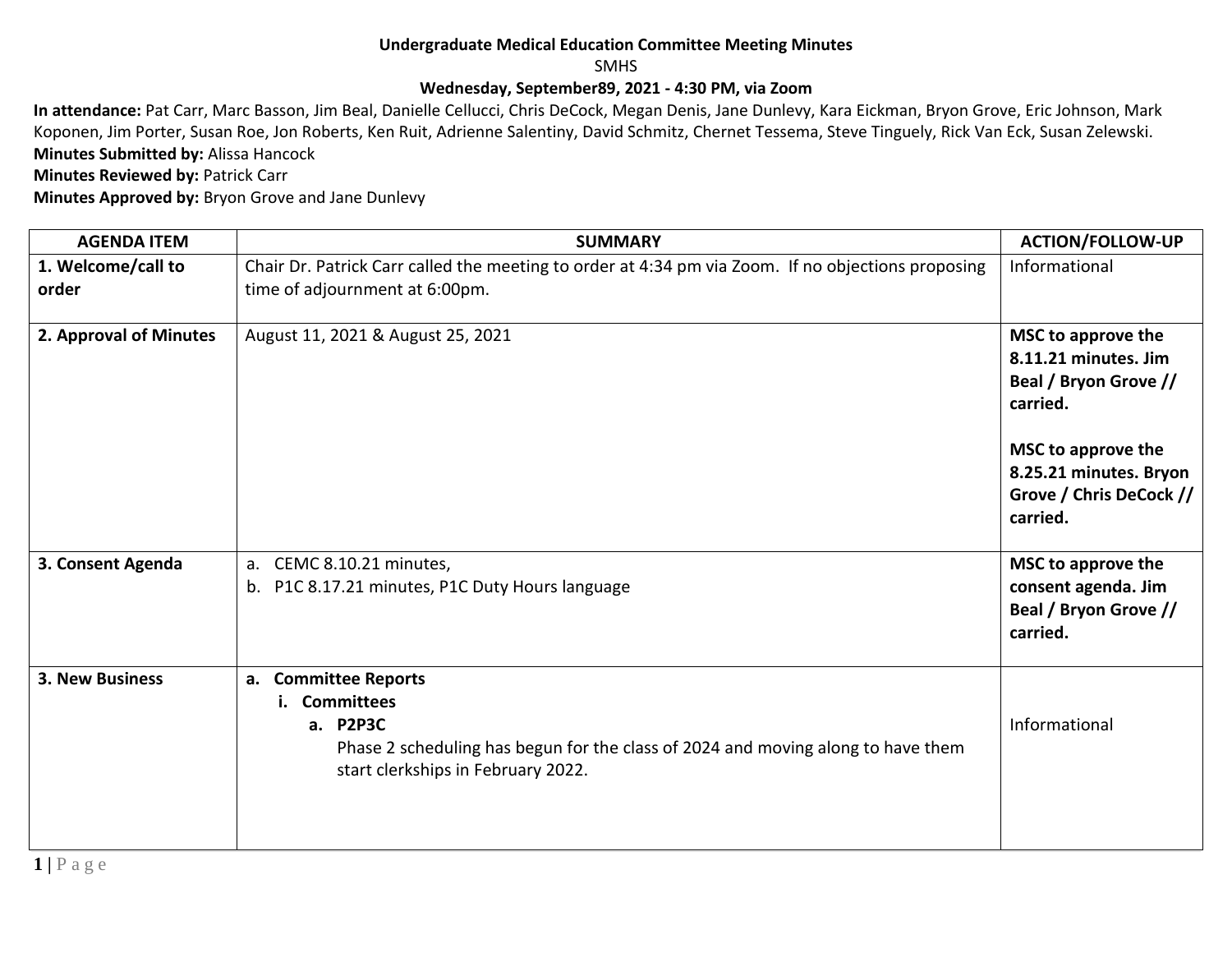**Undergraduate Medical Education Committee Meeting Minutes**

SMHS

**Wednesday, September89, 2021 - 4:30 PM, via Zoom**

**In attendance:** Pat Carr, Marc Basson, Jim Beal, Danielle Cellucci, Chris DeCock, Megan Denis, Jane Dunlevy, Kara Eickman, Bryon Grove, Eric Johnson, Mark Koponen, Jim Porter, Susan Roe, Jon Roberts, Ken Ruit, Adrienne Salentiny, David Schmitz, Chernet Tessema, Steve Tinguely, Rick Van Eck, Susan Zelewski.

**Minutes Submitted by:** Alissa Hancock

**Minutes Reviewed by:** Patrick Carr

**Minutes Approved by:** Bryon Grove and Jane Dunlevy

| AGENDA ITEM | SUMMARY | ACTION/FOLLOW-UP |
|---|---|---|
| **1. Welcome/call to order** | Chair Dr. Patrick Carr called the meeting to order at 4:34 pm via Zoom. If no objections proposing time of adjournment at 6:00pm. | Informational |
| **2. Approval of Minutes** | August 11, 2021 & August 25, 2021 | **MSC to approve the 8.11.21 minutes. Jim Beal / Bryon Grove // carried.**<br><br>**MSC to approve the 8.25.21 minutes. Bryon Grove / Chris DeCock // carried.** |
| **3. Consent Agenda** | a. CEMC 8.10.21 minutes,<br>b. P1C 8.17.21 minutes, P1C Duty Hours language | **MSC to approve the consent agenda. Jim Beal / Bryon Grove // carried.** |
| **3. New Business** | **a. Committee Reports**<br>**i. Committees**<br>**a. P2P3C**<br>Phase 2 scheduling has begun for the class of 2024 and moving along to have them start clerkships in February 2022. | Informational |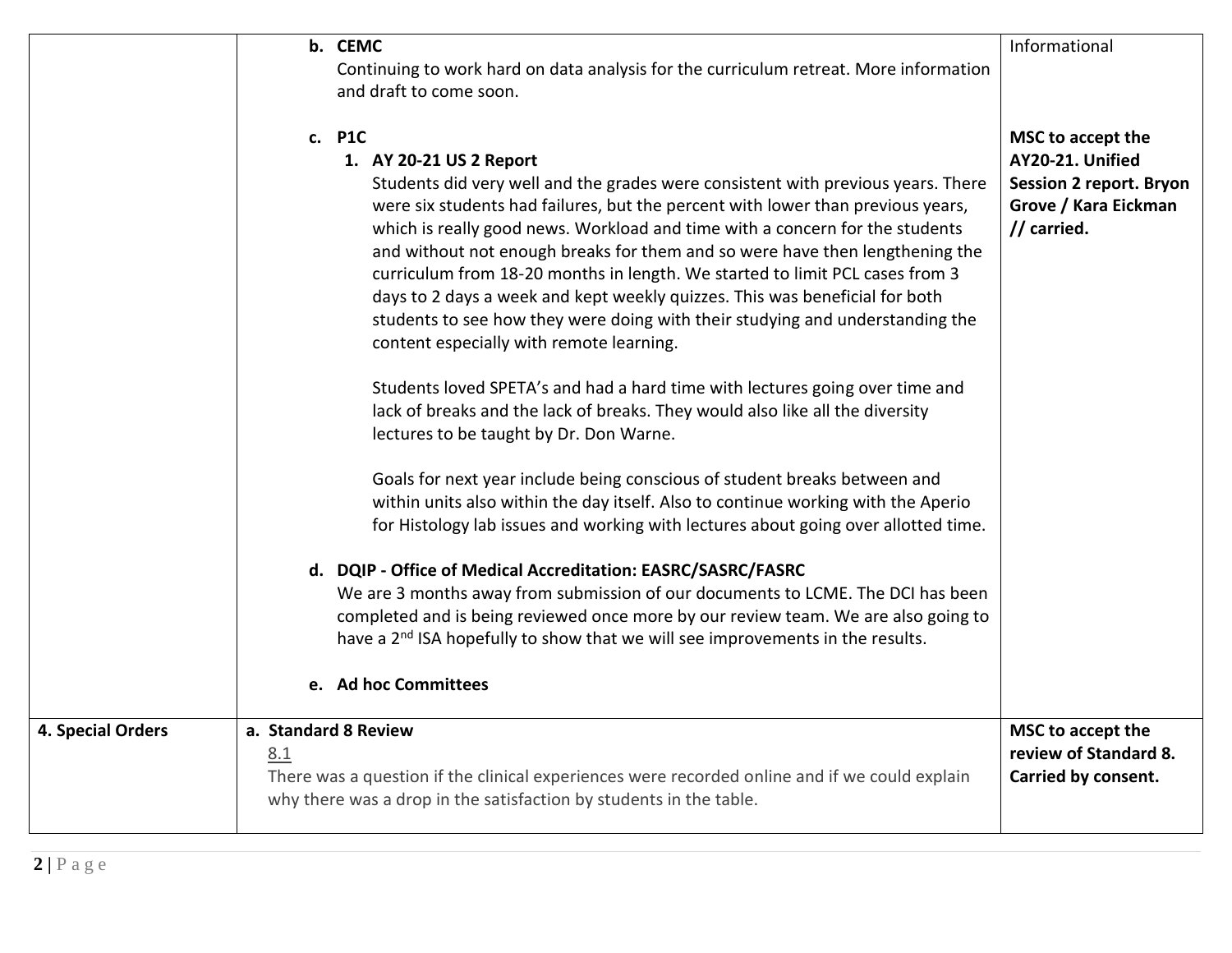| | | |
|---|---|---|
| | **b. CEMC**<br>Continuing to work hard on data analysis for the curriculum retreat. More information and draft to come soon.<br><br>**c. P1C**<br>**1. AY 20-21 US 2 Report**<br>Students did very well and the grades were consistent with previous years. There were six students had failures, but the percent with lower than previous years, which is really good news. Workload and time with a concern for the students and without not enough breaks for them and so were have then lengthening the curriculum from 18-20 months in length. We started to limit PCL cases from 3 days to 2 days a week and kept weekly quizzes. This was beneficial for both students to see how they were doing with their studying and understanding the content especially with remote learning.<br><br>Students loved SPETA's and had a hard time with lectures going over time and lack of breaks and the lack of breaks. They would also like all the diversity lectures to be taught by Dr. Don Warne.<br><br>Goals for next year include being conscious of student breaks between and within units also within the day itself. Also to continue working with the Aperio for Histology lab issues and working with lectures about going over allotted time.<br><br>**d. DQIP - Office of Medical Accreditation: EASRC/SASRC/FASRC**<br>We are 3 months away from submission of our documents to LCME. The DCI has been completed and is being reviewed once more by our review team. We are also going to have a 2nd ISA hopefully to show that we will see improvements in the results.<br><br>**e. Ad hoc Committees** | Informational<br><br><br><br>**MSC to accept the AY20-21. Unified Session 2 report. Bryon Grove / Kara Eickman // carried.** |
| **4. Special Orders** | **a. Standard 8 Review**<br>8.1<br>There was a question if the clinical experiences were recorded online and if we could explain why there was a drop in the satisfaction by students in the table. | **MSC to accept the review of Standard 8. Carried by consent.** |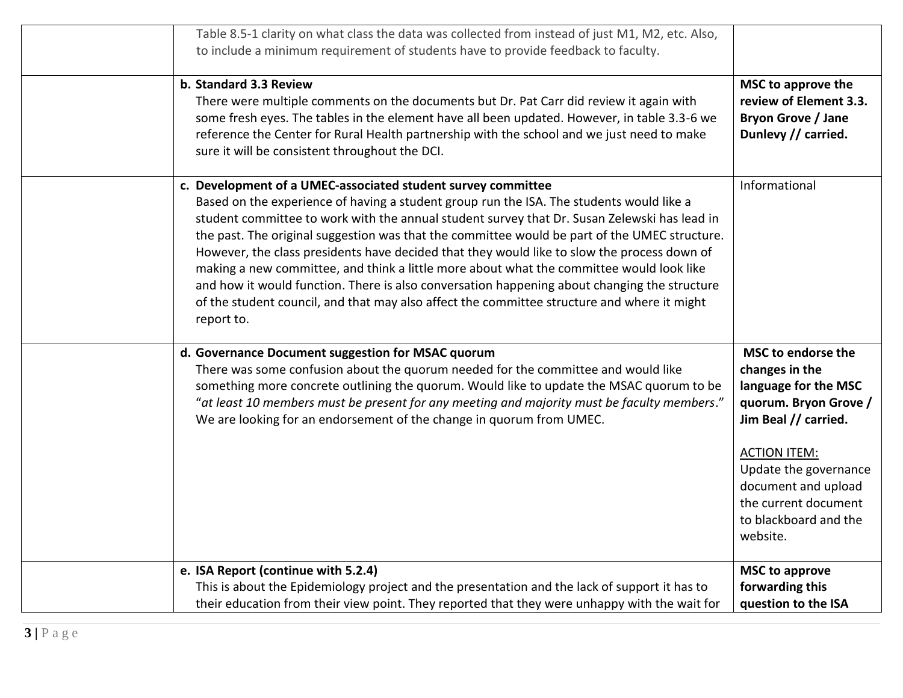| | | |
|---|---|---|
| | Table 8.5-1 clarity on what class the data was collected from instead of just M1, M2, etc. Also, to include a minimum requirement of students have to provide feedback to faculty. | |
| | **b. Standard 3.3 Review**<br>There were multiple comments on the documents but Dr. Pat Carr did review it again with some fresh eyes. The tables in the element have all been updated. However, in table 3.3-6 we reference the Center for Rural Health partnership with the school and we just need to make sure it will be consistent throughout the DCI. | **MSC to approve the review of Element 3.3. Bryon Grove / Jane Dunlevy // carried.** |
| | **c. Development of a UMEC-associated student survey committee**<br>Based on the experience of having a student group run the ISA. The students would like a student committee to work with the annual student survey that Dr. Susan Zelewski has lead in the past. The original suggestion was that the committee would be part of the UMEC structure. However, the class presidents have decided that they would like to slow the process down of making a new committee, and think a little more about what the committee would look like and how it would function. There is also conversation happening about changing the structure of the student council, and that may also affect the committee structure and where it might report to. | Informational |
| | **d. Governance Document suggestion for MSAC quorum**<br>There was some confusion about the quorum needed for the committee and would like something more concrete outlining the quorum. Would like to update the MSAC quorum to be "*at least 10 members must be present for any meeting and majority must be faculty members*." We are looking for an endorsement of the change in quorum from UMEC. | **MSC to endorse the changes in the language for the MSC quorum. Bryon Grove / Jim Beal // carried.**<br><br>ACTION ITEM:<br>Update the governance document and upload the current document to blackboard and the website. |
| | **e. ISA Report (continue with 5.2.4)**<br>This is about the Epidemiology project and the presentation and the lack of support it has to their education from their view point. They reported that they were unhappy with the wait for | **MSC to approve forwarding this question to the ISA** |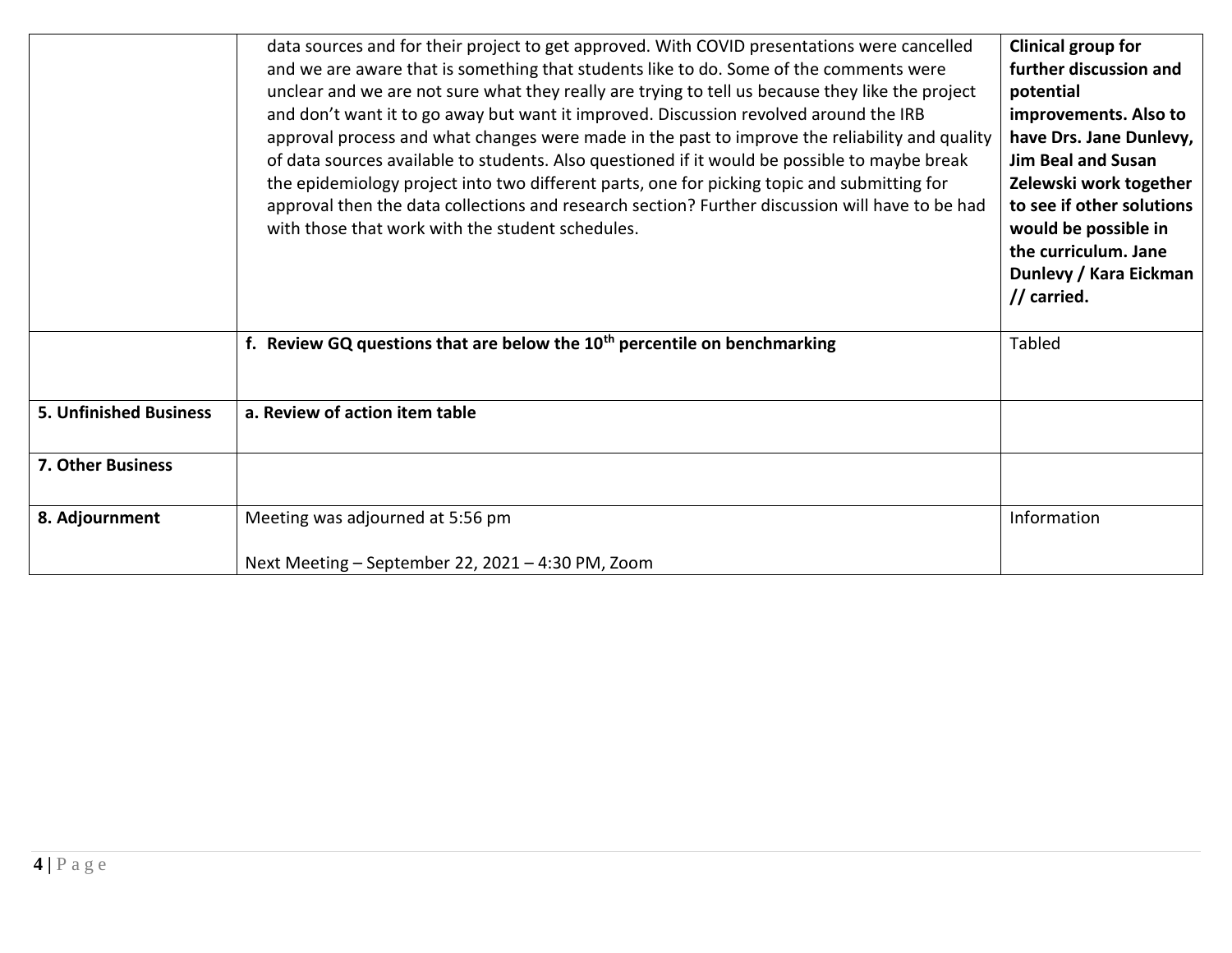| | | |
|---|---|---|
| | data sources and for their project to get approved. With COVID presentations were cancelled and we are aware that is something that students like to do. Some of the comments were unclear and we are not sure what they really are trying to tell us because they like the project and don't want it to go away but want it improved. Discussion revolved around the IRB approval process and what changes were made in the past to improve the reliability and quality of data sources available to students. Also questioned if it would be possible to maybe break the epidemiology project into two different parts, one for picking topic and submitting for approval then the data collections and research section? Further discussion will have to be had with those that work with the student schedules. | **Clinical group for further discussion and potential improvements. Also to have Drs. Jane Dunlevy, Jim Beal and Susan Zelewski work together to see if other solutions would be possible in the curriculum. Jane Dunlevy / Kara Eickman // carried.** |
| | **f. Review GQ questions that are below the 10th percentile on benchmarking** | Tabled |
| **5. Unfinished Business** | **a. Review of action item table** | |
| **7. Other Business** | | |
| **8. Adjournment** | Meeting was adjourned at 5:56 pm<br><br>Next Meeting – September 22, 2021 – 4:30 PM, Zoom | Information |